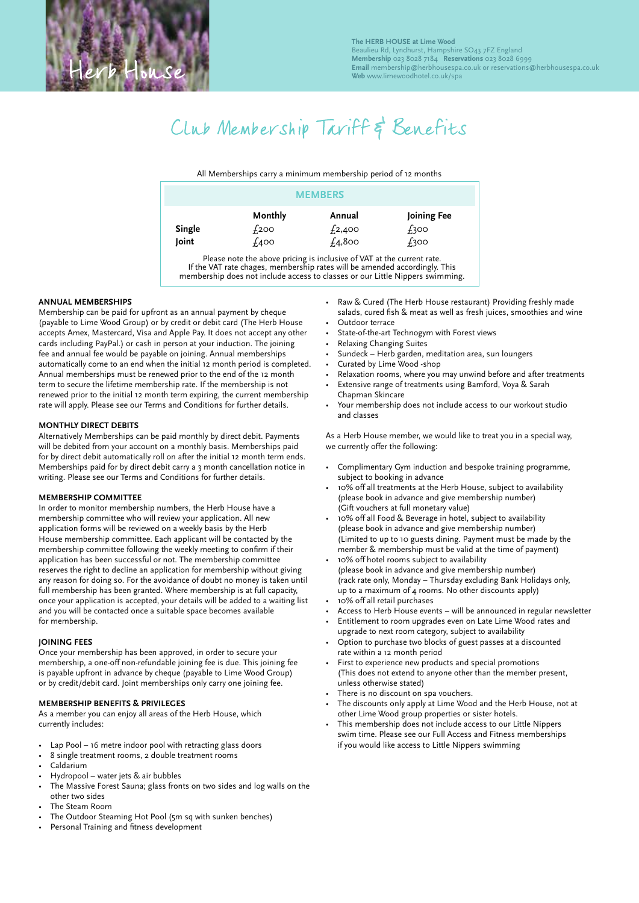Herb House

**The HERB HOUSE at Lime Wood**
Beaulieu Rd, Lyndhurst, Hampshire SO43 7FZ England
**Membership** 023 8028 7184 **Reservations** 023 8028 6999
**Email** membership@herbhousespa.co.uk or reservations@herbhousespa.co.uk
**Web** www.limewoodhotel.co.uk/spa

# Club Membership Tariff & Benefits

All Memberships carry a minimum membership period of 12 months

| MEMBERS | | | |
|---|---|---|---|
| | **Monthly** | **Annual** | **Joining Fee** |
| **Single** | £200 | £2,400 | £300 |
| **Joint** | £400 | £4,800 | £300 |

Please note the above pricing is inclusive of VAT at the current rate. If the VAT rate chages, membership rates will be amended accordingly. This membership does not include access to classes or our Little Nippers swimming.

### ANNUAL MEMBERSHIPS

Membership can be paid for upfront as an annual payment by cheque (payable to Lime Wood Group) or by credit or debit card (The Herb House accepts Amex, Mastercard, Visa and Apple Pay. It does not accept any other cards including PayPal.) or cash in person at your induction. The joining fee and annual fee would be payable on joining. Annual memberships automatically come to an end when the initial 12 month period is completed. Annual memberships must be renewed prior to the end of the 12 month term to secure the lifetime membership rate. If the membership is not renewed prior to the initial 12 month term expiring, the current membership rate will apply. Please see our Terms and Conditions for further details.

### MONTHLY DIRECT DEBITS

Alternatively Memberships can be paid monthly by direct debit. Payments will be debited from your account on a monthly basis. Memberships paid for by direct debit automatically roll on after the initial 12 month term ends. Memberships paid for by direct debits carry a 3 month cancellation notice in writing. Please see our Terms and Conditions for further details.

### MEMBERSHIP COMMITTEE

In order to monitor membership numbers, the Herb House have a membership committee who will review your application. All new application forms will be reviewed on a weekly basis by the Herb House membership committee. Each applicant will be contacted by the membership committee following the weekly meeting to confirm if their application has been successful or not. The membership committee reserves the right to decline an application for membership without giving any reason for doing so. For the avoidance of doubt no money is taken until full membership has been granted. Where membership is at full capacity, once your application is accepted, your details will be added to a waiting list and you will be contacted once a suitable space becomes available for membership.

### JOINING FEES

Once your membership has been approved, in order to secure your membership, a one-off non-refundable joining fee is due. This joining fee is payable upfront in advance by cheque (payable to Lime Wood Group) or by credit/debit card. Joint memberships only carry one joining fee.

### MEMBERSHIP BENEFITS & PRIVILEGES

As a member you can enjoy all areas of the Herb House, which currently includes:

- Lap Pool – 16 metre indoor pool with retracting glass doors
- 8 single treatment rooms, 2 double treatment rooms
- Caldarium
- Hydropool – water jets & air bubbles
- The Massive Forest Sauna; glass fronts on two sides and log walls on the other two sides
- The Steam Room
- The Outdoor Steaming Hot Pool (5m sq with sunken benches)
- Personal Training and fitness development
- Raw & Cured (The Herb House restaurant) Providing freshly made salads, cured fish & meat as well as fresh juices, smoothies and wine
- Outdoor terrace
- State-of-the-art Technogym with Forest views
- Relaxing Changing Suites
- Sundeck – Herb garden, meditation area, sun loungers
- Curated by Lime Wood -shop
- Relaxation rooms, where you may unwind before and after treatments
- Extensive range of treatments using Bamford, Voya & Sarah Chapman Skincare
- Your membership does not include access to our workout studio and classes

As a Herb House member, we would like to treat you in a special way, we currently offer the following:

- Complimentary Gym induction and bespoke training programme, subject to booking in advance
- 10% off all treatments at the Herb House, subject to availability (please book in advance and give membership number) (Gift vouchers at full monetary value)
- 10% off all Food & Beverage in hotel, subject to availability (please book in advance and give membership number) (Limited to up to 10 guests dining. Payment must be made by the member & membership must be valid at the time of payment)
- 10% off hotel rooms subject to availability (please book in advance and give membership number) (rack rate only, Monday – Thursday excluding Bank Holidays only, up to a maximum of 4 rooms. No other discounts apply)
- 10% off all retail purchases
- Access to Herb House events – will be announced in regular newsletter
- Entitlement to room upgrades even on Late Lime Wood rates and upgrade to next room category, subject to availability
- Option to purchase two blocks of guest passes at a discounted rate within a 12 month period
- First to experience new products and special promotions (This does not extend to anyone other than the member present, unless otherwise stated)
- There is no discount on spa vouchers.
- The discounts only apply at Lime Wood and the Herb House, not at other Lime Wood group properties or sister hotels.
- This membership does not include access to our Little Nippers swim time. Please see our Full Access and Fitness memberships if you would like access to Little Nippers swimming